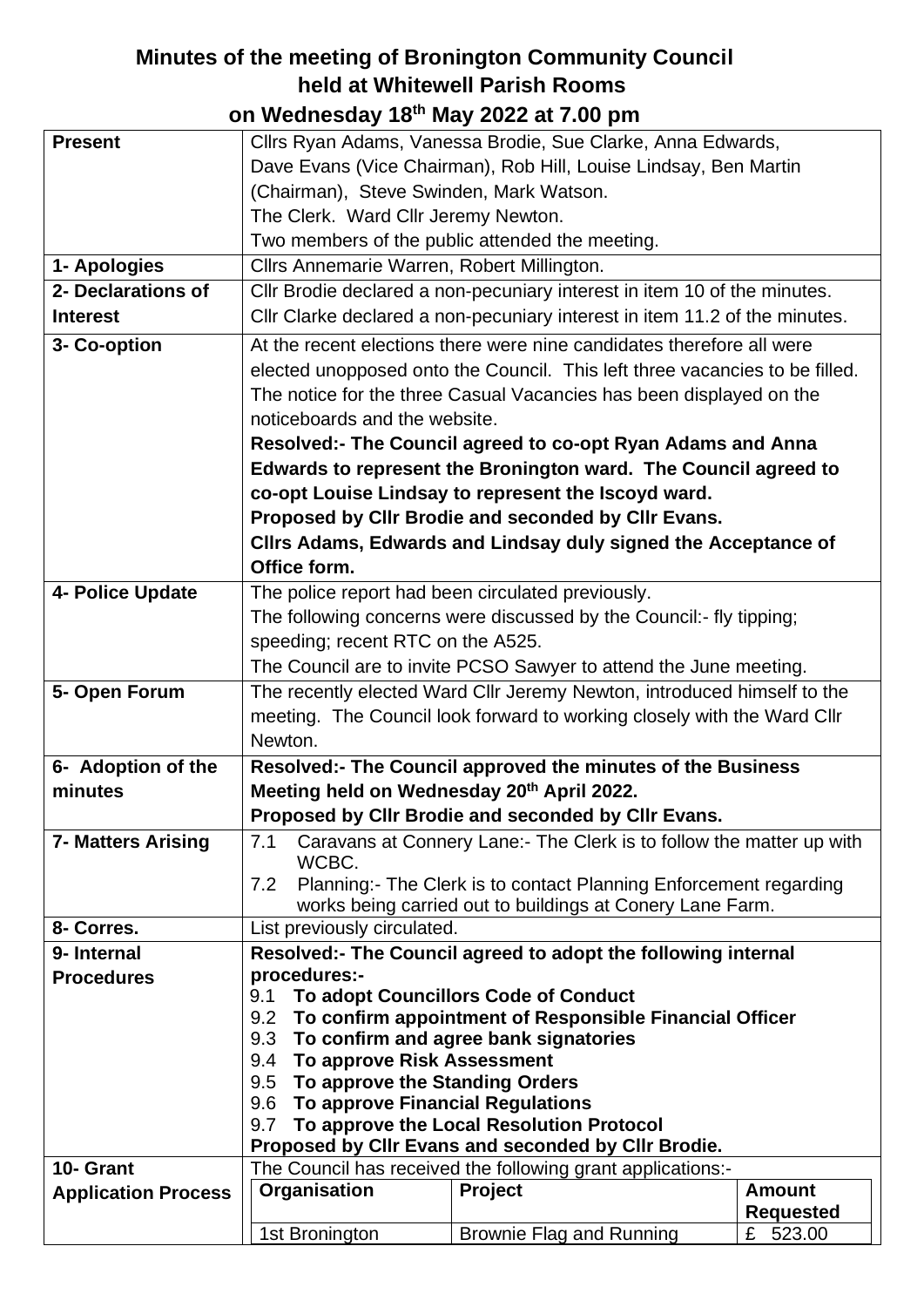# Minutes of the meeting of Bronington Community Council held at Whitewell Parish Rooms on Wednesday 18th May 2022 at 7.00 pm

| | |
|---|---|
| **Present** | Cllrs Ryan Adams, Vanessa Brodie, Sue Clarke, Anna Edwards, Dave Evans (Vice Chairman), Rob Hill, Louise Lindsay, Ben Martin (Chairman), Steve Swinden, Mark Watson.<br>The Clerk. Ward Cllr Jeremy Newton.<br>Two members of the public attended the meeting. |
| **1- Apologies** | Cllrs Annemarie Warren, Robert Millington. |
| **2- Declarations of Interest** | Cllr Brodie declared a non-pecuniary interest in item 10 of the minutes.<br>Cllr Clarke declared a non-pecuniary interest in item 11.2 of the minutes. |
| **3- Co-option** | At the recent elections there were nine candidates therefore all were elected unopposed onto the Council. This left three vacancies to be filled. The notice for the three Casual Vacancies has been displayed on the noticeboards and the website.<br>**Resolved:- The Council agreed to co-opt Ryan Adams and Anna Edwards to represent the Bronington ward. The Council agreed to co-opt Louise Lindsay to represent the Iscoyd ward.**<br>**Proposed by Cllr Brodie and seconded by Cllr Evans.**<br>**Cllrs Adams, Edwards and Lindsay duly signed the Acceptance of Office form.** |
| **4- Police Update** | The police report had been circulated previously.<br>The following concerns were discussed by the Council:- fly tipping; speeding; recent RTC on the A525.<br>The Council are to invite PCSO Sawyer to attend the June meeting. |
| **5- Open Forum** | The recently elected Ward Cllr Jeremy Newton, introduced himself to the meeting. The Council look forward to working closely with the Ward Cllr Newton. |
| **6- Adoption of the minutes** | **Resolved:- The Council approved the minutes of the Business Meeting held on Wednesday 20th April 2022.**<br>**Proposed by Cllr Brodie and seconded by Cllr Evans.** |
| **7- Matters Arising** | 7.1 Caravans at Connery Lane:- The Clerk is to follow the matter up with WCBC.<br>7.2 Planning:- The Clerk is to contact Planning Enforcement regarding works being carried out to buildings at Conery Lane Farm. |
| **8- Corres.** | List previously circulated. |
| **9- Internal Procedures** | **Resolved:- The Council agreed to adopt the following internal procedures:-**<br>9.1 **To adopt Councillors Code of Conduct**<br>9.2 **To confirm appointment of Responsible Financial Officer**<br>9.3 **To confirm and agree bank signatories**<br>9.4 **To approve Risk Assessment**<br>9.5 **To approve the Standing Orders**<br>9.6 **To approve Financial Regulations**<br>9.7 **To approve the Local Resolution Protocol**<br>**Proposed by Cllr Evans and seconded by Cllr Brodie.** |
| **10- Grant Application Process** | The Council has received the following grant applications:- |

| Organisation | Project | Amount Requested |
|---|---|---|
| 1st Bronington | Brownie Flag and Running | £ 523.00 |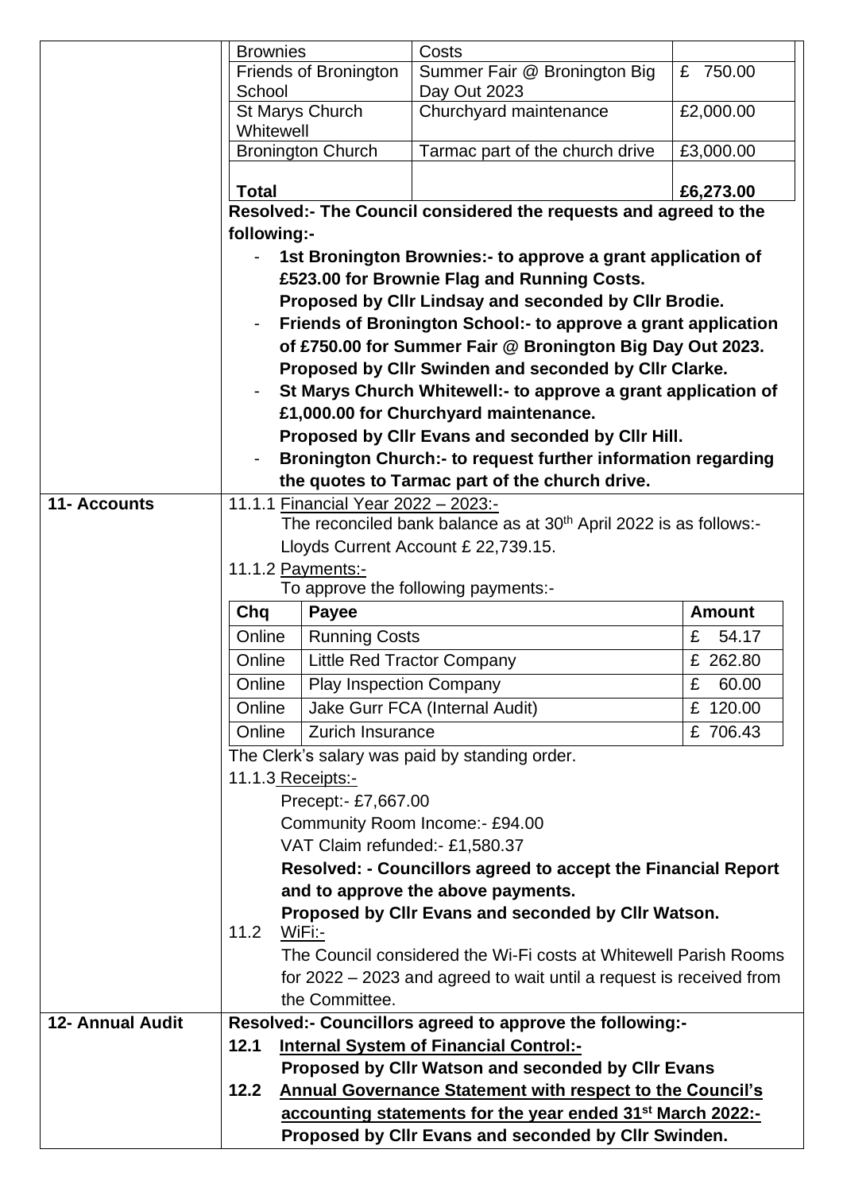| | | | |
|---|---|---|---|
| | Brownies | Costs | |
| | Friends of Bronington School | Summer Fair @ Bronington Big Day Out 2023 | £ 750.00 |
| | St Marys Church Whitewell | Churchyard maintenance | £2,000.00 |
| | Bronington Church | Tarmac part of the church drive | £3,000.00 |
| | **Total** | | **£6,273.00** |

**Resolved:- The Council considered the requests and agreed to the following:-**

- **1st Bronington Brownies:- to approve a grant application of £523.00 for Brownie Flag and Running Costs.**
  **Proposed by Cllr Lindsay and seconded by Cllr Brodie.**
- **Friends of Bronington School:- to approve a grant application of £750.00 for Summer Fair @ Bronington Big Day Out 2023.**
  **Proposed by Cllr Swinden and seconded by Cllr Clarke.**
- **St Marys Church Whitewell:- to approve a grant application of £1,000.00 for Churchyard maintenance.**
  **Proposed by Cllr Evans and seconded by Cllr Hill.**
- **Bronington Church:- to request further information regarding the quotes to Tarmac part of the church drive.**

**11- Accounts**

11.1.1 Financial Year 2022 – 2023:-

The reconciled bank balance as at 30th April 2022 is as follows:-

Lloyds Current Account £ 22,739.15.

11.1.2 Payments:-

To approve the following payments:-

| Chq | Payee | Amount |
|---|---|---|
| Online | Running Costs | £ 54.17 |
| Online | Little Red Tractor Company | £ 262.80 |
| Online | Play Inspection Company | £ 60.00 |
| Online | Jake Gurr FCA (Internal Audit) | £ 120.00 |
| Online | Zurich Insurance | £ 706.43 |

The Clerk's salary was paid by standing order.

11.1.3 Receipts:-

Precept:- £7,667.00

Community Room Income:- £94.00

VAT Claim refunded:- £1,580.37

**Resolved: - Councillors agreed to accept the Financial Report and to approve the above payments.**

**Proposed by Cllr Evans and seconded by Cllr Watson.**

11.2 WiFi:-

The Council considered the Wi-Fi costs at Whitewell Parish Rooms for 2022 – 2023 and agreed to wait until a request is received from the Committee.

**12- Annual Audit**

**Resolved:- Councillors agreed to approve the following:-**

**12.1 Internal System of Financial Control:-**

**Proposed by Cllr Watson and seconded by Cllr Evans**

**12.2 Annual Governance Statement with respect to the Council's accounting statements for the year ended 31st March 2022:-**

**Proposed by Cllr Evans and seconded by Cllr Swinden.**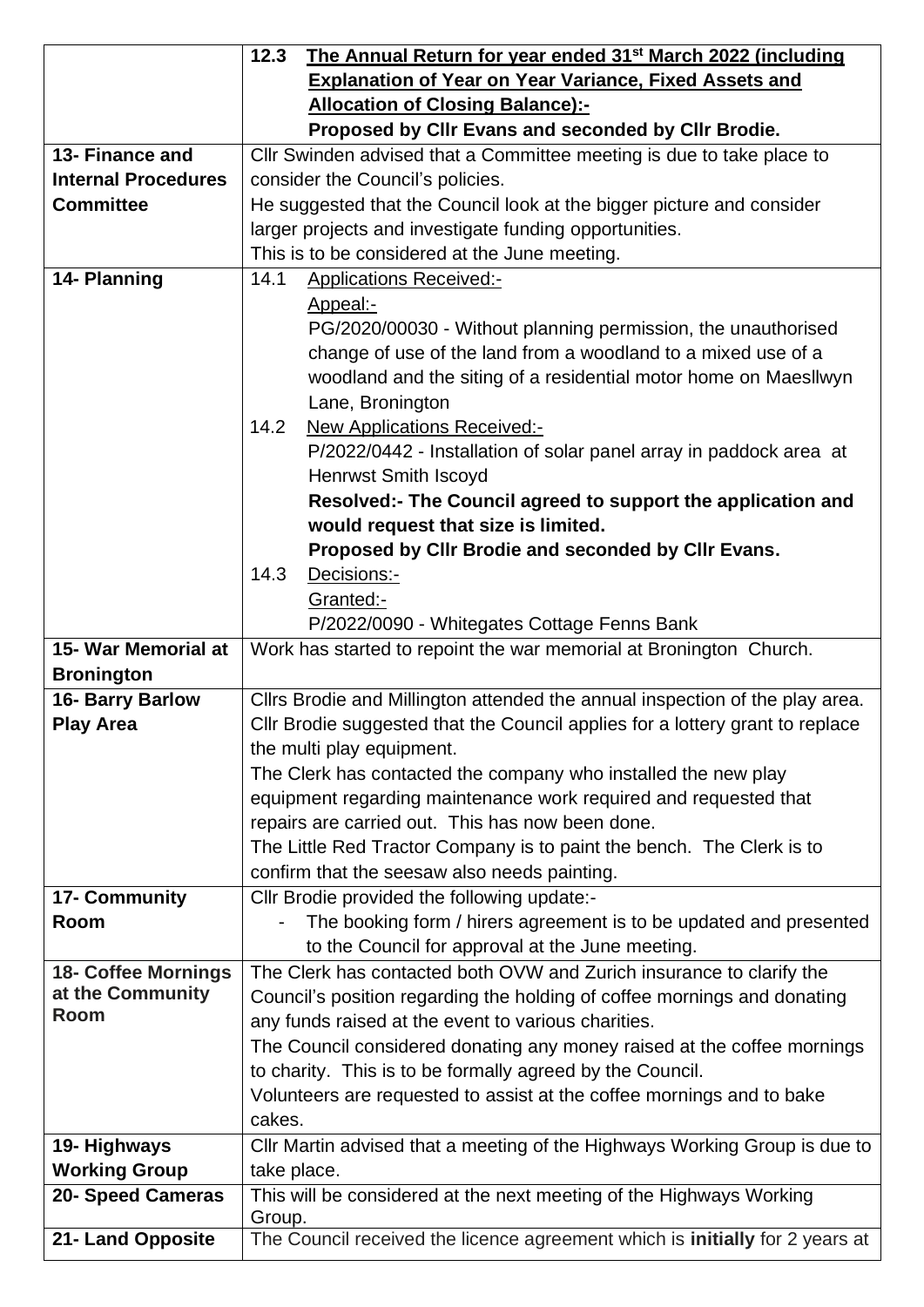| | |
|---|---|
| | **12.3 The Annual Return for year ended 31st March 2022 (including Explanation of Year on Year Variance, Fixed Assets and Allocation of Closing Balance):-** <br> **Proposed by Cllr Evans and seconded by Cllr Brodie.** |
| **13- Finance and Internal Procedures Committee** | Cllr Swinden advised that a Committee meeting is due to take place to consider the Council's policies. <br> He suggested that the Council look at the bigger picture and consider larger projects and investigate funding opportunities. <br> This is to be considered at the June meeting. |
| **14- Planning** | 14.1 Applications Received:- <br> Appeal:- <br> PG/2020/00030 - Without planning permission, the unauthorised change of use of the land from a woodland to a mixed use of a woodland and the siting of a residential motor home on Maesllwyn Lane, Bronington <br> 14.2 New Applications Received:- <br> P/2022/0442 - Installation of solar panel array in paddock area at Henrwst Smith Iscoyd <br> **Resolved:- The Council agreed to support the application and would request that size is limited.** <br> **Proposed by Cllr Brodie and seconded by Cllr Evans.** <br> 14.3 Decisions:- <br> Granted:- <br> P/2022/0090 - Whitegates Cottage Fenns Bank |
| **15- War Memorial at Bronington** | Work has started to repoint the war memorial at Bronington Church. |
| **16- Barry Barlow Play Area** | Cllrs Brodie and Millington attended the annual inspection of the play area. <br> Cllr Brodie suggested that the Council applies for a lottery grant to replace the multi play equipment. <br> The Clerk has contacted the company who installed the new play equipment regarding maintenance work required and requested that repairs are carried out. This has now been done. <br> The Little Red Tractor Company is to paint the bench. The Clerk is to confirm that the seesaw also needs painting. |
| **17- Community Room** | Cllr Brodie provided the following update:- <br> - The booking form / hirers agreement is to be updated and presented to the Council for approval at the June meeting. |
| **18- Coffee Mornings at the Community Room** | The Clerk has contacted both OVW and Zurich insurance to clarify the Council's position regarding the holding of coffee mornings and donating any funds raised at the event to various charities. <br> The Council considered donating any money raised at the coffee mornings to charity. This is to be formally agreed by the Council. <br> Volunteers are requested to assist at the coffee mornings and to bake cakes. |
| **19- Highways Working Group** | Cllr Martin advised that a meeting of the Highways Working Group is due to take place. |
| **20- Speed Cameras** | This will be considered at the next meeting of the Highways Working Group. |
| **21- Land Opposite** | The Council received the licence agreement which is **initially** for 2 years at |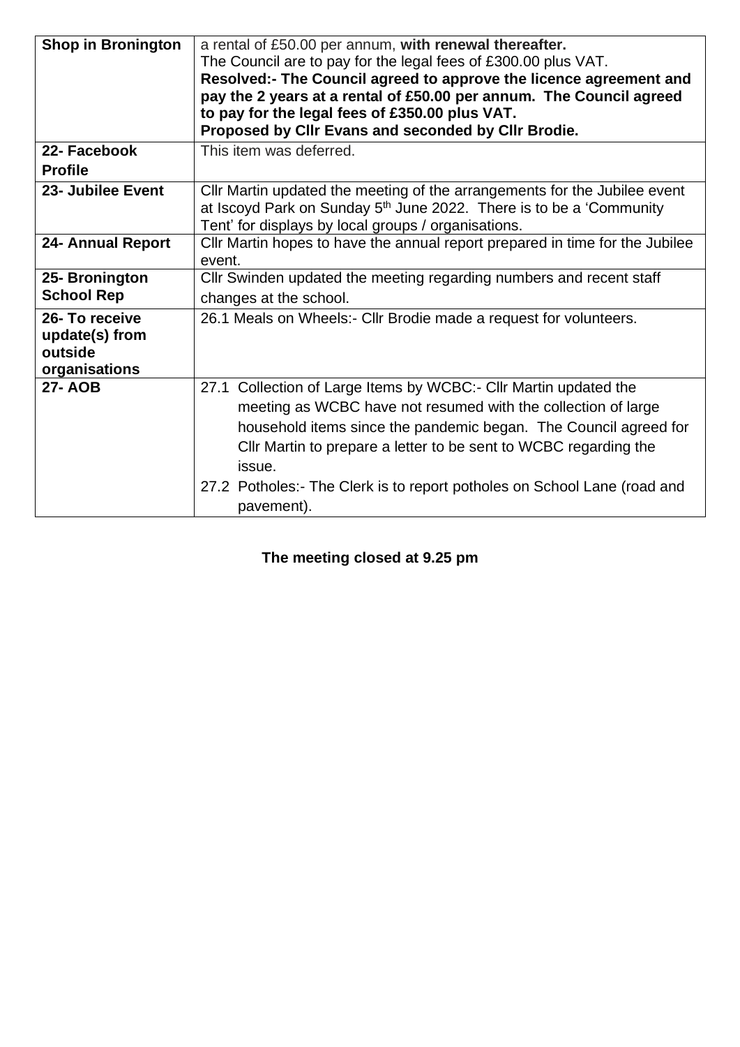| | |
|---|---|
| **Shop in Bronington** | a rental of £50.00 per annum, **with renewal thereafter.**<br>The Council are to pay for the legal fees of £300.00 plus VAT.<br>**Resolved:- The Council agreed to approve the licence agreement and pay the 2 years at a rental of £50.00 per annum. The Council agreed to pay for the legal fees of £350.00 plus VAT.**<br>**Proposed by Cllr Evans and seconded by Cllr Brodie.** |
| **22- Facebook Profile** | This item was deferred. |
| **23- Jubilee Event** | Cllr Martin updated the meeting of the arrangements for the Jubilee event at Iscoyd Park on Sunday 5th June 2022. There is to be a 'Community Tent' for displays by local groups / organisations. |
| **24- Annual Report** | Cllr Martin hopes to have the annual report prepared in time for the Jubilee event. |
| **25- Bronington School Rep** | Cllr Swinden updated the meeting regarding numbers and recent staff changes at the school. |
| **26- To receive update(s) from outside organisations** | 26.1 Meals on Wheels:- Cllr Brodie made a request for volunteers. |
| **27- AOB** | 27.1 Collection of Large Items by WCBC:- Cllr Martin updated the meeting as WCBC have not resumed with the collection of large household items since the pandemic began. The Council agreed for Cllr Martin to prepare a letter to be sent to WCBC regarding the issue.<br>27.2 Potholes:- The Clerk is to report potholes on School Lane (road and pavement). |

**The meeting closed at 9.25 pm**